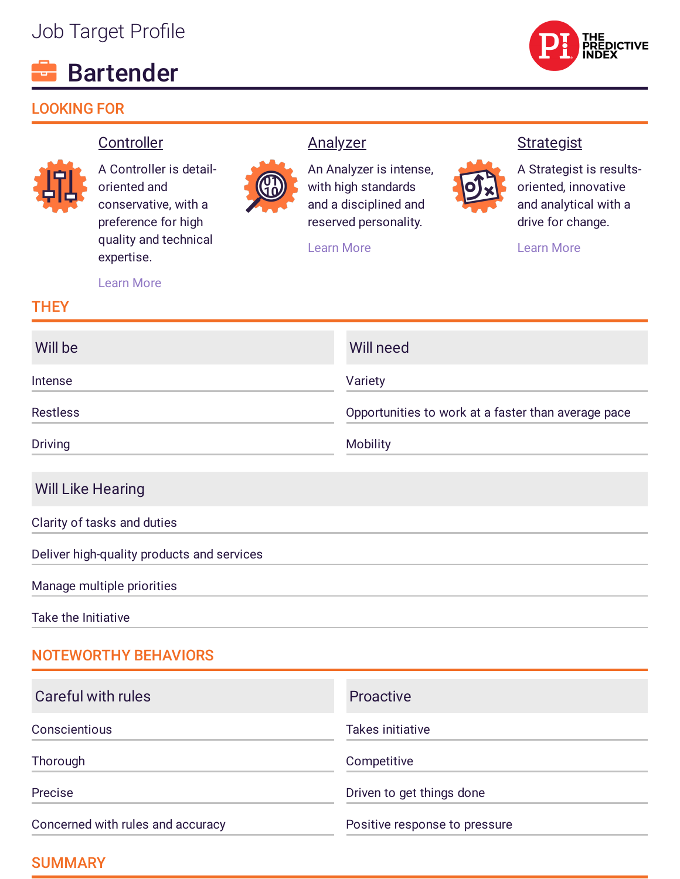Job Target Profile

# Bartender

THE PREDICTIVE INDEX

## LOOKING FOR

### Controller

A Controller is detail-oriented and conservative, with a preference for high quality and technical expertise.

Learn More

### Analyzer

An Analyzer is intense, with high standards and a disciplined and reserved personality.

Learn More

### Strategist

A Strategist is results-oriented, innovative and analytical with a drive for change.

Learn More

## THEY

| Will be | Will need |
| --- | --- |
| Intense | Variety |
| Restless | Opportunities to work at a faster than average pace |
| Driving | Mobility |

| Will Like Hearing |
| --- |
| Clarity of tasks and duties |
| Deliver high-quality products and services |
| Manage multiple priorities |
| Take the Initiative |

## NOTEWORTHY BEHAVIORS

| Careful with rules | Proactive |
| --- | --- |
| Conscientious | Takes initiative |
| Thorough | Competitive |
| Precise | Driven to get things done |
| Concerned with rules and accuracy | Positive response to pressure |

## SUMMARY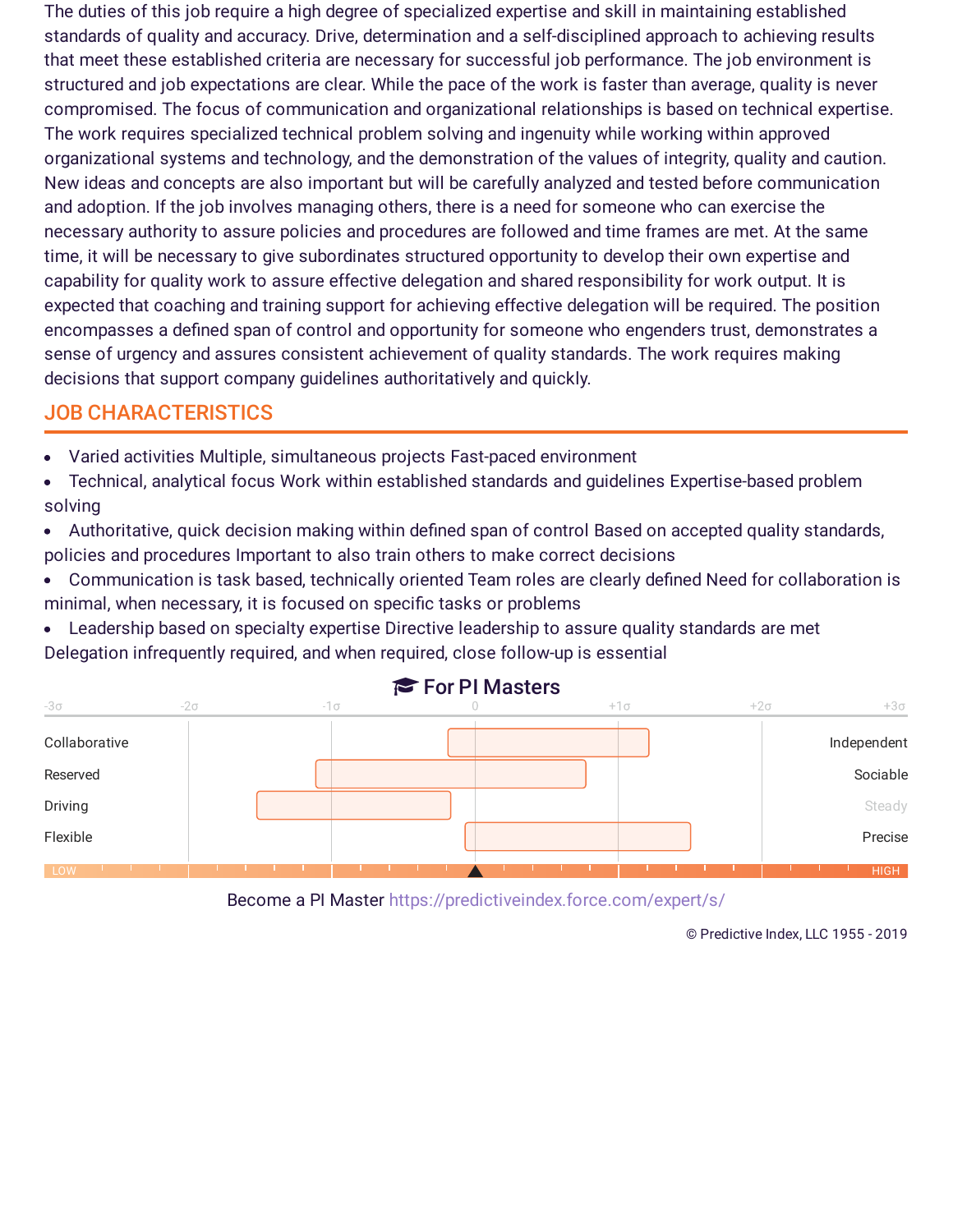The duties of this job require a high degree of specialized expertise and skill in maintaining established standards of quality and accuracy. Drive, determination and a self-disciplined approach to achieving results that meet these established criteria are necessary for successful job performance. The job environment is structured and job expectations are clear. While the pace of the work is faster than average, quality is never compromised. The focus of communication and organizational relationships is based on technical expertise. The work requires specialized technical problem solving and ingenuity while working within approved organizational systems and technology, and the demonstration of the values of integrity, quality and caution. New ideas and concepts are also important but will be carefully analyzed and tested before communication and adoption. If the job involves managing others, there is a need for someone who can exercise the necessary authority to assure policies and procedures are followed and time frames are met. At the same time, it will be necessary to give subordinates structured opportunity to develop their own expertise and capability for quality work to assure effective delegation and shared responsibility for work output. It is expected that coaching and training support for achieving effective delegation will be required. The position encompasses a defined span of control and opportunity for someone who engenders trust, demonstrates a sense of urgency and assures consistent achievement of quality standards. The work requires making decisions that support company guidelines authoritatively and quickly.

## JOB CHARACTERISTICS

- Varied activities Multiple, simultaneous projects Fast-paced environment
- Technical, analytical focus Work within established standards and guidelines Expertise-based problem solving
- Authoritative, quick decision making within defined span of control Based on accepted quality standards, policies and procedures Important to also train others to make correct decisions
- Communication is task based, technically oriented Team roles are clearly defined Need for collaboration is minimal, when necessary, it is focused on specific tasks or problems
- Leadership based on specialty expertise Directive leadership to assure quality standards are met Delegation infrequently required, and when required, close follow-up is essential

### For PI Masters

-3σ -2σ -1σ 0 +1σ +2σ +3σ

Collaborative — Independent

Reserved — Sociable

Driving — Steady

Flexible — Precise

LOW HIGH

Become a PI Master https://predictiveindex.force.com/expert/s/

© Predictive Index, LLC 1955 - 2019